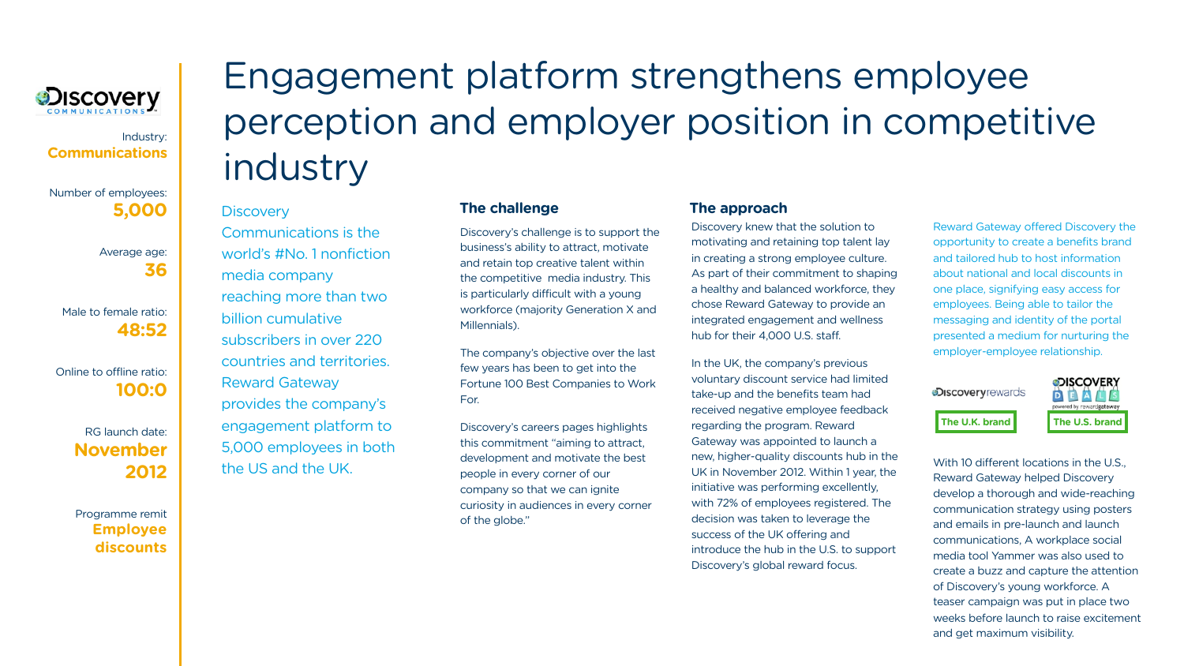Discovery Communications

Industry:
**Communications**

Number of employees:
**5,000**

Average age:
**36**

Male to female ratio:
**48:52**

Online to offline ratio:
**100:0**

RG launch date:
**November 2012**

Programme remit
**Employee discounts**

# Engagement platform strengthens employee perception and employer position in competitive industry

Discovery Communications is the world's #No. 1 nonfiction media company reaching more than two billion cumulative subscribers in over 220 countries and territories. Reward Gateway provides the company's engagement platform to 5,000 employees in both the US and the UK.

### The challenge

Discovery's challenge is to support the business's ability to attract, motivate and retain top creative talent within the competitive media industry. This is particularly difficult with a young workforce (majority Generation X and Millennials).

The company's objective over the last few years has been to get into the Fortune 100 Best Companies to Work For.

Discovery's careers pages highlights this commitment "aiming to attract, development and motivate the best people in every corner of our company so that we can ignite curiosity in audiences in every corner of the globe."

### The approach

Discovery knew that the solution to motivating and retaining top talent lay in creating a strong employee culture. As part of their commitment to shaping a healthy and balanced workforce, they chose Reward Gateway to provide an integrated engagement and wellness hub for their 4,000 U.S. staff.

In the UK, the company's previous voluntary discount service had limited take-up and the benefits team had received negative employee feedback regarding the program. Reward Gateway was appointed to launch a new, higher-quality discounts hub in the UK in November 2012. Within 1 year, the initiative was performing excellently, with 72% of employees registered. The decision was taken to leverage the success of the UK offering and introduce the hub in the U.S. to support Discovery's global reward focus.

Reward Gateway offered Discovery the opportunity to create a benefits brand and tailored hub to host information about national and local discounts in one place, signifying easy access for employees. Being able to tailor the messaging and identity of the portal presented a medium for nurturing the employer-employee relationship.

Discoveryrewards — The U.K. brand

DISCOVERY DEALS powered by rewardgateway — The U.S. brand

With 10 different locations in the U.S., Reward Gateway helped Discovery develop a thorough and wide-reaching communication strategy using posters and emails in pre-launch and launch communications, A workplace social media tool Yammer was also used to create a buzz and capture the attention of Discovery's young workforce. A teaser campaign was put in place two weeks before launch to raise excitement and get maximum visibility.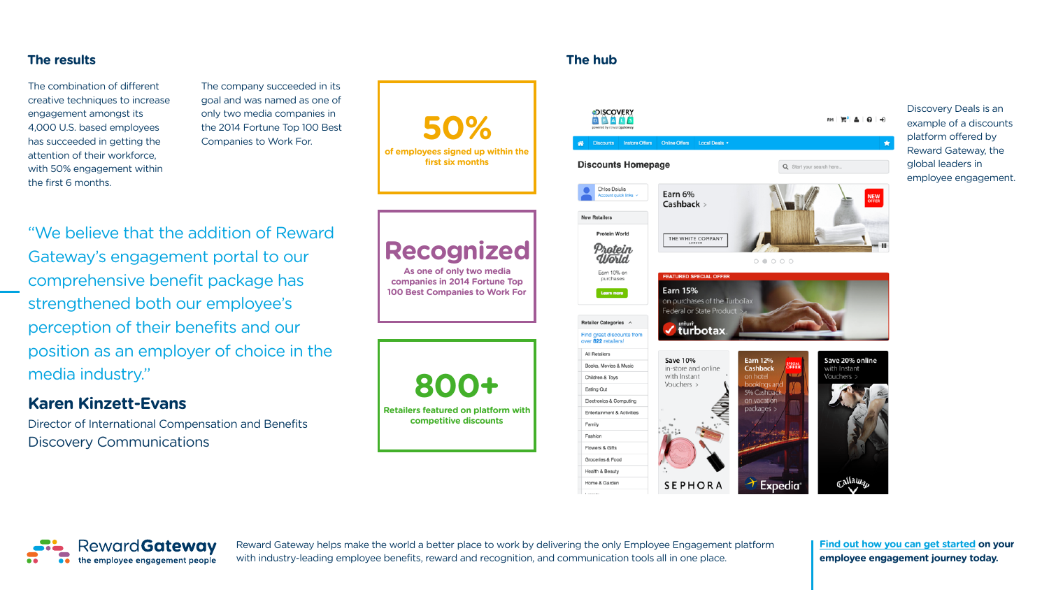## The results

The combination of different creative techniques to increase engagement amongst its 4,000 U.S. based employees has succeeded in getting the attention of their workforce, with 50% engagement within the first 6 months.

The company succeeded in its goal and was named as one of only two media companies in the 2014 Fortune Top 100 Best Companies to Work For.

**50%**
of employees signed up within the first six months

**Recognized**
As one of only two media companies in 2014 Fortune Top 100 Best Companies to Work For

**800+**
Retailers featured on platform with competitive discounts

"We believe that the addition of Reward Gateway's engagement portal to our comprehensive benefit package has strengthened both our employee's perception of their benefits and our position as an employer of choice in the media industry."

**Karen Kinzett-Evans**
Director of International Compensation and Benefits
Discovery Communications

## The hub

Discovery Deals is an example of a discounts platform offered by Reward Gateway, the global leaders in employee engagement.

RewardGateway
the employee engagement people

Reward Gateway helps make the world a better place to work by delivering the only Employee Engagement platform with industry-leading employee benefits, reward and recognition, and communication tools all in one place.

**Find out how you can get started on your employee engagement journey today.**